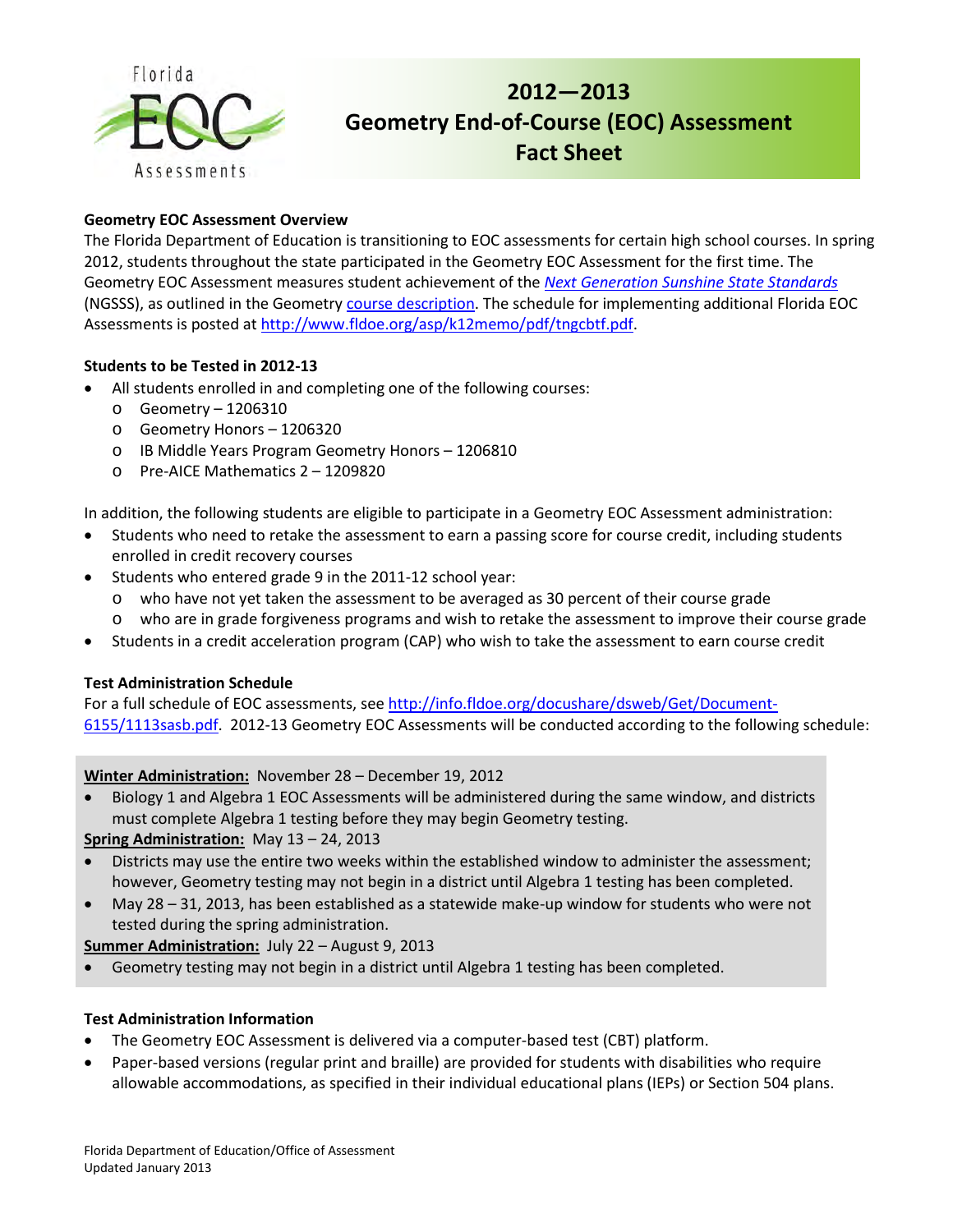# 2012—2013 Geometry End-of-Course (EOC) Assessment Fact Sheet

### Geometry EOC Assessment Overview

The Florida Department of Education is transitioning to EOC assessments for certain high school courses. In spring 2012, students throughout the state participated in the Geometry EOC Assessment for the first time. The Geometry EOC Assessment measures student achievement of the *Next Generation Sunshine State Standards* (NGSSS), as outlined in the Geometry course description. The schedule for implementing additional Florida EOC Assessments is posted at http://www.fldoe.org/asp/k12memo/pdf/tngcbtf.pdf.

### Students to be Tested in 2012-13

- All students enrolled in and completing one of the following courses:
  - Geometry – 1206310
  - Geometry Honors – 1206320
  - IB Middle Years Program Geometry Honors – 1206810
  - Pre-AICE Mathematics 2 – 1209820

In addition, the following students are eligible to participate in a Geometry EOC Assessment administration:

- Students who need to retake the assessment to earn a passing score for course credit, including students enrolled in credit recovery courses
- Students who entered grade 9 in the 2011-12 school year:
  - who have not yet taken the assessment to be averaged as 30 percent of their course grade
  - who are in grade forgiveness programs and wish to retake the assessment to improve their course grade
- Students in a credit acceleration program (CAP) who wish to take the assessment to earn course credit

### Test Administration Schedule

For a full schedule of EOC assessments, see http://info.fldoe.org/docushare/dsweb/Get/Document-6155/1113sasb.pdf. 2012-13 Geometry EOC Assessments will be conducted according to the following schedule:

**Winter Administration:** November 28 – December 19, 2012

- Biology 1 and Algebra 1 EOC Assessments will be administered during the same window, and districts must complete Algebra 1 testing before they may begin Geometry testing.

**Spring Administration:** May 13 – 24, 2013

- Districts may use the entire two weeks within the established window to administer the assessment; however, Geometry testing may not begin in a district until Algebra 1 testing has been completed.
- May 28 – 31, 2013, has been established as a statewide make-up window for students who were not tested during the spring administration.

**Summer Administration:** July 22 – August 9, 2013

- Geometry testing may not begin in a district until Algebra 1 testing has been completed.

### Test Administration Information

- The Geometry EOC Assessment is delivered via a computer-based test (CBT) platform.
- Paper-based versions (regular print and braille) are provided for students with disabilities who require allowable accommodations, as specified in their individual educational plans (IEPs) or Section 504 plans.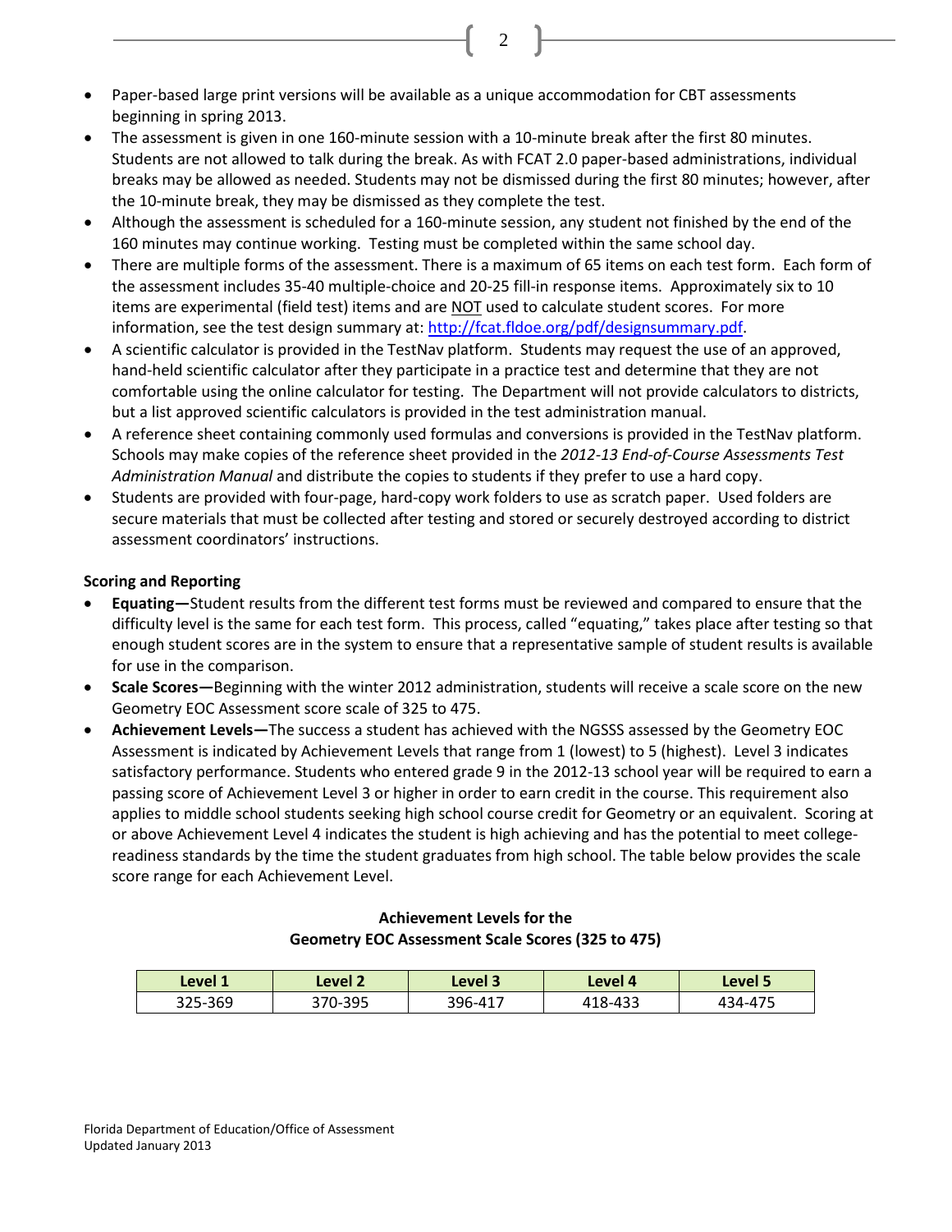- Paper-based large print versions will be available as a unique accommodation for CBT assessments beginning in spring 2013.
- The assessment is given in one 160-minute session with a 10-minute break after the first 80 minutes. Students are not allowed to talk during the break. As with FCAT 2.0 paper-based administrations, individual breaks may be allowed as needed. Students may not be dismissed during the first 80 minutes; however, after the 10-minute break, they may be dismissed as they complete the test.
- Although the assessment is scheduled for a 160-minute session, any student not finished by the end of the 160 minutes may continue working. Testing must be completed within the same school day.
- There are multiple forms of the assessment. There is a maximum of 65 items on each test form. Each form of the assessment includes 35-40 multiple-choice and 20-25 fill-in response items. Approximately six to 10 items are experimental (field test) items and are <u>NOT</u> used to calculate student scores. For more information, see the test design summary at: [http://fcat.fldoe.org/pdf/designsummary.pdf](http://fcat.fldoe.org/pdf/designsummary.pdf).
- A scientific calculator is provided in the TestNav platform. Students may request the use of an approved, hand-held scientific calculator after they participate in a practice test and determine that they are not comfortable using the online calculator for testing. The Department will not provide calculators to districts, but a list approved scientific calculators is provided in the test administration manual.
- A reference sheet containing commonly used formulas and conversions is provided in the TestNav platform. Schools may make copies of the reference sheet provided in the *2012-13 End-of-Course Assessments Test Administration Manual* and distribute the copies to students if they prefer to use a hard copy.
- Students are provided with four-page, hard-copy work folders to use as scratch paper. Used folders are secure materials that must be collected after testing and stored or securely destroyed according to district assessment coordinators' instructions.

**Scoring and Reporting**

- **Equating—**Student results from the different test forms must be reviewed and compared to ensure that the difficulty level is the same for each test form. This process, called "equating," takes place after testing so that enough student scores are in the system to ensure that a representative sample of student results is available for use in the comparison.
- **Scale Scores—**Beginning with the winter 2012 administration, students will receive a scale score on the new Geometry EOC Assessment score scale of 325 to 475.
- **Achievement Levels—**The success a student has achieved with the NGSSS assessed by the Geometry EOC Assessment is indicated by Achievement Levels that range from 1 (lowest) to 5 (highest). Level 3 indicates satisfactory performance. Students who entered grade 9 in the 2012-13 school year will be required to earn a passing score of Achievement Level 3 or higher in order to earn credit in the course. This requirement also applies to middle school students seeking high school course credit for Geometry or an equivalent. Scoring at or above Achievement Level 4 indicates the student is high achieving and has the potential to meet college-readiness standards by the time the student graduates from high school. The table below provides the scale score range for each Achievement Level.

**Achievement Levels for the Geometry EOC Assessment Scale Scores (325 to 475)**

| Level 1 | Level 2 | Level 3 | Level 4 | Level 5 |
|---|---|---|---|---|
| 325-369 | 370-395 | 396-417 | 418-433 | 434-475 |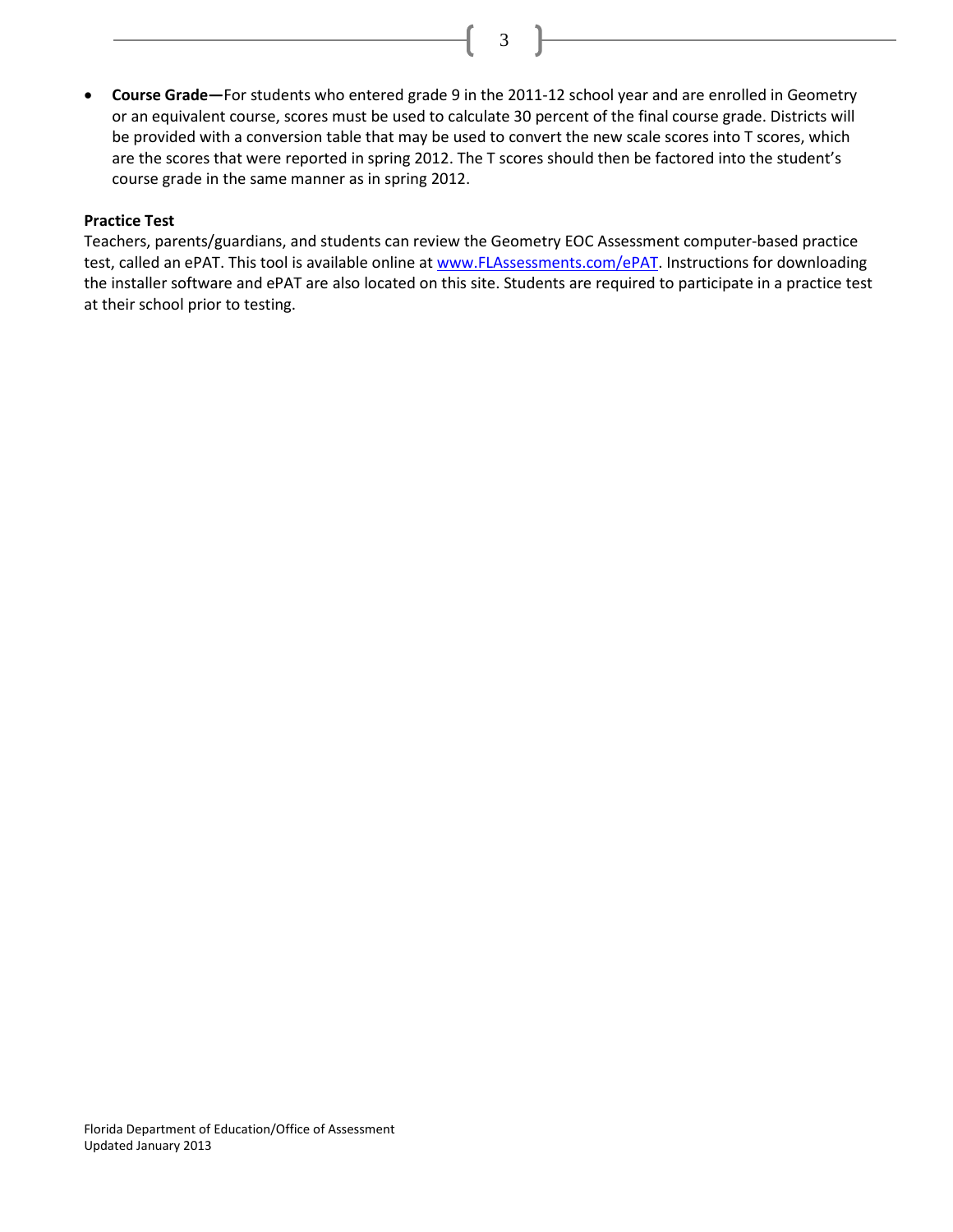- **Course Grade—**For students who entered grade 9 in the 2011-12 school year and are enrolled in Geometry or an equivalent course, scores must be used to calculate 30 percent of the final course grade. Districts will be provided with a conversion table that may be used to convert the new scale scores into T scores, which are the scores that were reported in spring 2012. The T scores should then be factored into the student's course grade in the same manner as in spring 2012.

**Practice Test**

Teachers, parents/guardians, and students can review the Geometry EOC Assessment computer-based practice test, called an ePAT. This tool is available online at [www.FLAssessments.com/ePAT](http://www.FLAssessments.com/ePAT). Instructions for downloading the installer software and ePAT are also located on this site. Students are required to participate in a practice test at their school prior to testing.